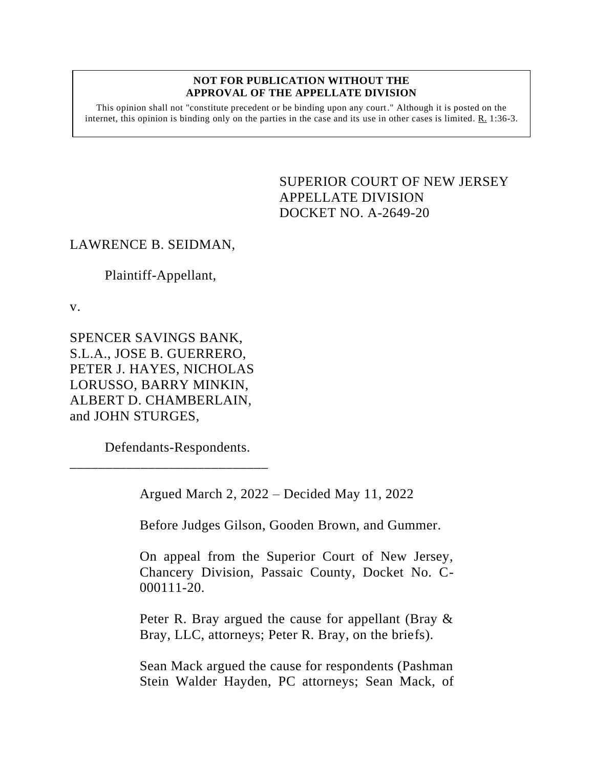**NOT FOR PUBLICATION WITHOUT THE APPROVAL OF THE APPELLATE DIVISION**

This opinion shall not "constitute precedent or be binding upon any court." Although it is posted on the internet, this opinion is binding only on the parties in the case and its use in other cases is limited. R. 1:36-3.

SUPERIOR COURT OF NEW JERSEY
APPELLATE DIVISION
DOCKET NO. A-2649-20

LAWRENCE B. SEIDMAN,

Plaintiff-Appellant,

v.

SPENCER SAVINGS BANK, S.L.A., JOSE B. GUERRERO, PETER J. HAYES, NICHOLAS LORUSSO, BARRY MINKIN, ALBERT D. CHAMBERLAIN, and JOHN STURGES,

Defendants-Respondents.

\_\_\_\_\_\_\_\_\_\_\_\_\_\_\_\_\_\_\_\_\_\_\_\_\_\_\_\_\_

Argued March 2, 2022 – Decided May 11, 2022

Before Judges Gilson, Gooden Brown, and Gummer.

On appeal from the Superior Court of New Jersey, Chancery Division, Passaic County, Docket No. C-000111-20.

Peter R. Bray argued the cause for appellant (Bray & Bray, LLC, attorneys; Peter R. Bray, on the briefs).

Sean Mack argued the cause for respondents (Pashman Stein Walder Hayden, PC attorneys; Sean Mack, of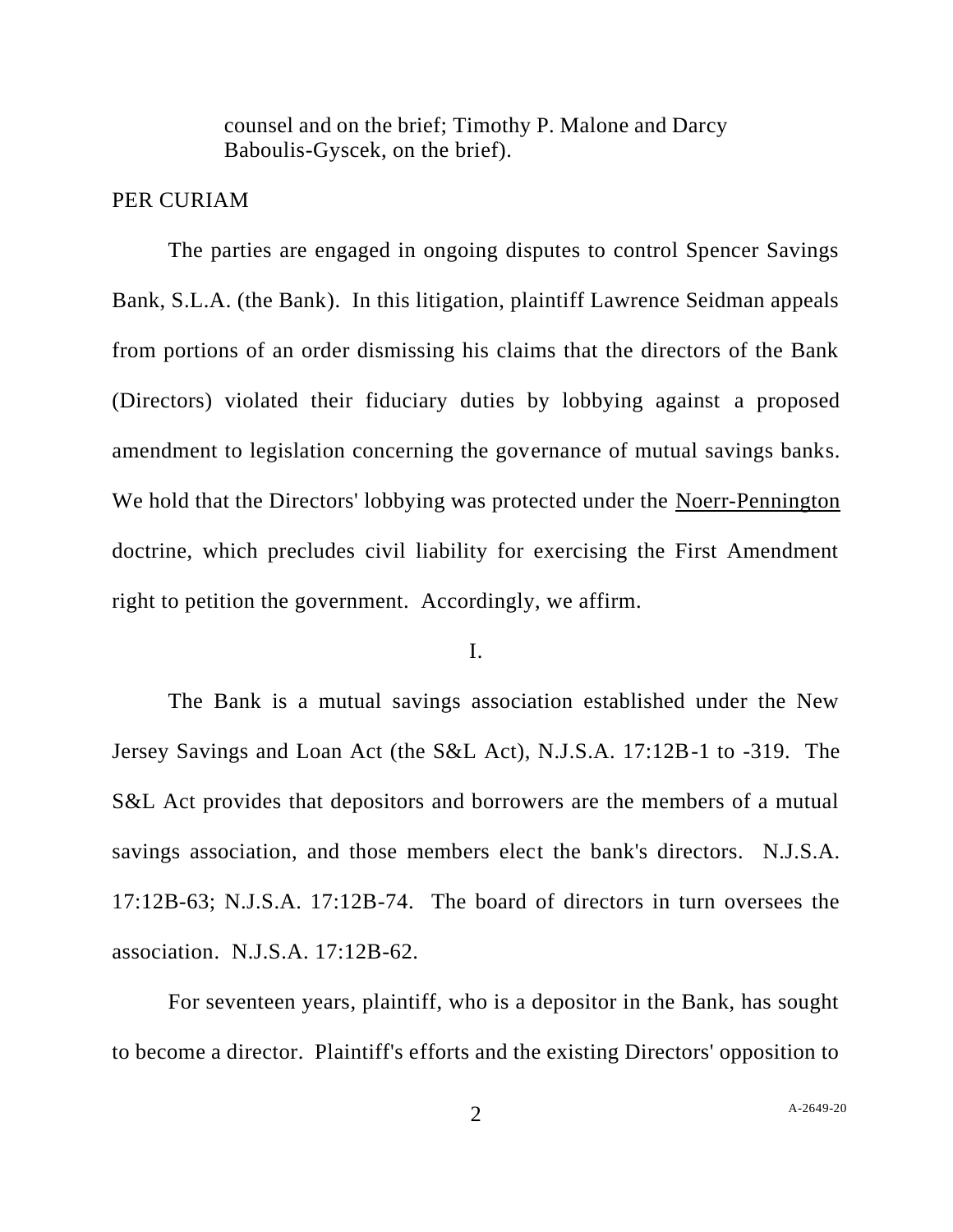counsel and on the brief; Timothy P. Malone and Darcy Baboulis-Gyscek, on the brief).

PER CURIAM

The parties are engaged in ongoing disputes to control Spencer Savings Bank, S.L.A. (the Bank). In this litigation, plaintiff Lawrence Seidman appeals from portions of an order dismissing his claims that the directors of the Bank (Directors) violated their fiduciary duties by lobbying against a proposed amendment to legislation concerning the governance of mutual savings banks. We hold that the Directors' lobbying was protected under the Noerr-Pennington doctrine, which precludes civil liability for exercising the First Amendment right to petition the government. Accordingly, we affirm.

I.

The Bank is a mutual savings association established under the New Jersey Savings and Loan Act (the S&L Act), N.J.S.A. 17:12B-1 to -319. The S&L Act provides that depositors and borrowers are the members of a mutual savings association, and those members elect the bank's directors. N.J.S.A. 17:12B-63; N.J.S.A. 17:12B-74. The board of directors in turn oversees the association. N.J.S.A. 17:12B-62.

For seventeen years, plaintiff, who is a depositor in the Bank, has sought to become a director. Plaintiff's efforts and the existing Directors' opposition to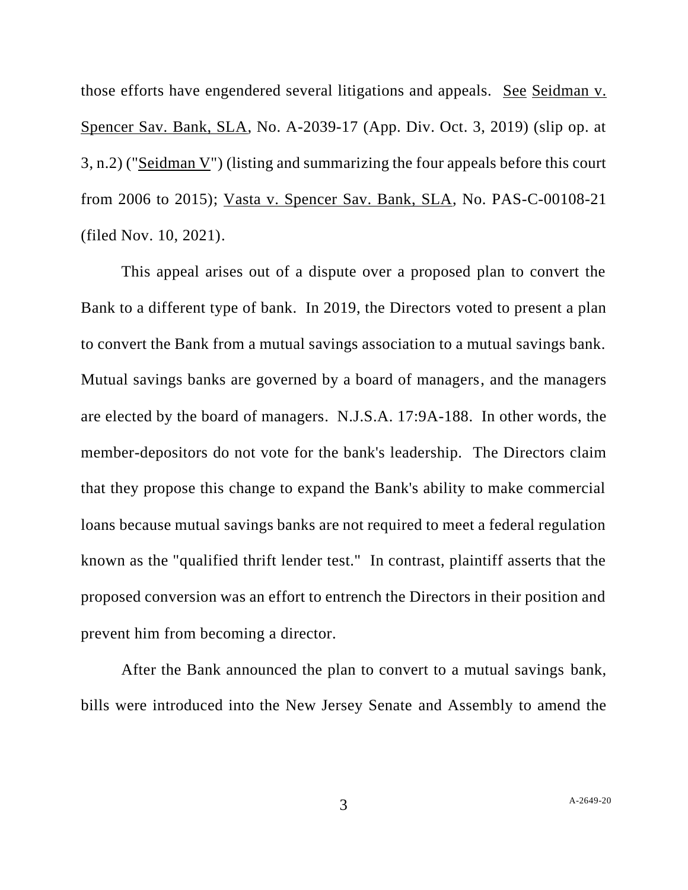those efforts have engendered several litigations and appeals. See Seidman v. Spencer Sav. Bank, SLA, No. A-2039-17 (App. Div. Oct. 3, 2019) (slip op. at 3, n.2) ("Seidman V") (listing and summarizing the four appeals before this court from 2006 to 2015); Vasta v. Spencer Sav. Bank, SLA, No. PAS-C-00108-21 (filed Nov. 10, 2021).

This appeal arises out of a dispute over a proposed plan to convert the Bank to a different type of bank. In 2019, the Directors voted to present a plan to convert the Bank from a mutual savings association to a mutual savings bank. Mutual savings banks are governed by a board of managers, and the managers are elected by the board of managers. N.J.S.A. 17:9A-188. In other words, the member-depositors do not vote for the bank's leadership. The Directors claim that they propose this change to expand the Bank's ability to make commercial loans because mutual savings banks are not required to meet a federal regulation known as the "qualified thrift lender test." In contrast, plaintiff asserts that the proposed conversion was an effort to entrench the Directors in their position and prevent him from becoming a director.

After the Bank announced the plan to convert to a mutual savings bank, bills were introduced into the New Jersey Senate and Assembly to amend the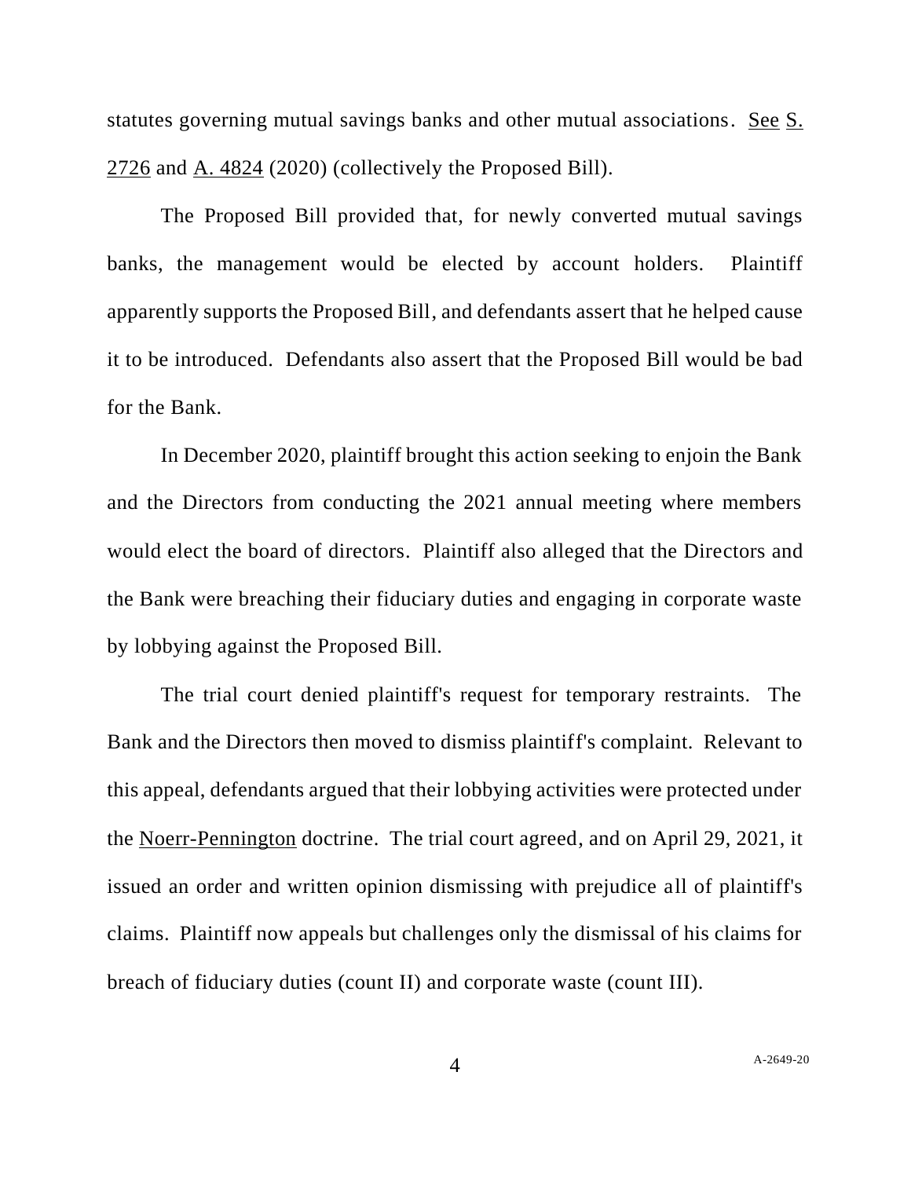statutes governing mutual savings banks and other mutual associations. See S. 2726 and A. 4824 (2020) (collectively the Proposed Bill).

The Proposed Bill provided that, for newly converted mutual savings banks, the management would be elected by account holders. Plaintiff apparently supports the Proposed Bill, and defendants assert that he helped cause it to be introduced. Defendants also assert that the Proposed Bill would be bad for the Bank.

In December 2020, plaintiff brought this action seeking to enjoin the Bank and the Directors from conducting the 2021 annual meeting where members would elect the board of directors. Plaintiff also alleged that the Directors and the Bank were breaching their fiduciary duties and engaging in corporate waste by lobbying against the Proposed Bill.

The trial court denied plaintiff's request for temporary restraints. The Bank and the Directors then moved to dismiss plaintiff's complaint. Relevant to this appeal, defendants argued that their lobbying activities were protected under the Noerr-Pennington doctrine. The trial court agreed, and on April 29, 2021, it issued an order and written opinion dismissing with prejudice all of plaintiff's claims. Plaintiff now appeals but challenges only the dismissal of his claims for breach of fiduciary duties (count II) and corporate waste (count III).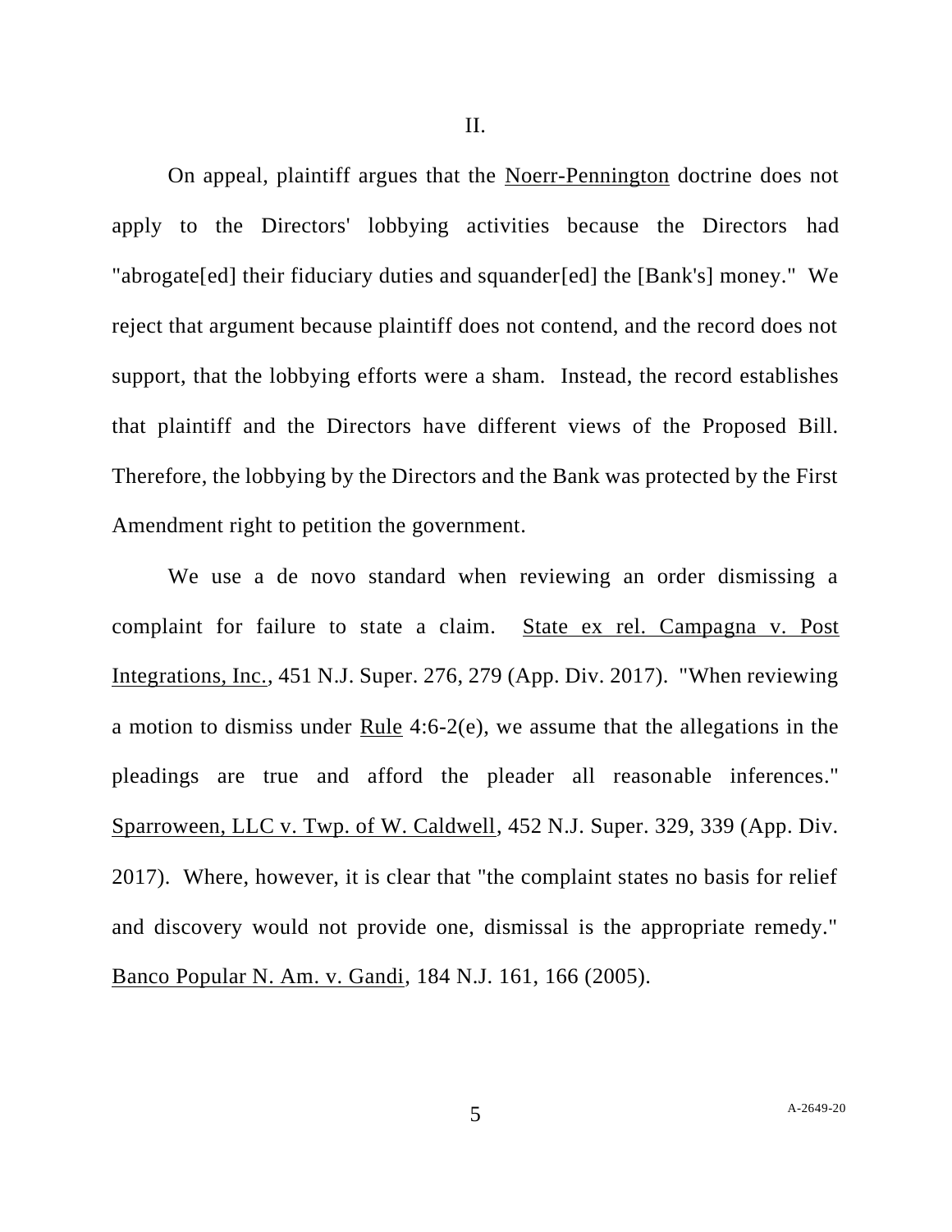II.

On appeal, plaintiff argues that the Noerr-Pennington doctrine does not apply to the Directors' lobbying activities because the Directors had "abrogate[ed] their fiduciary duties and squander[ed] the [Bank's] money." We reject that argument because plaintiff does not contend, and the record does not support, that the lobbying efforts were a sham. Instead, the record establishes that plaintiff and the Directors have different views of the Proposed Bill. Therefore, the lobbying by the Directors and the Bank was protected by the First Amendment right to petition the government.

We use a de novo standard when reviewing an order dismissing a complaint for failure to state a claim. State ex rel. Campagna v. Post Integrations, Inc., 451 N.J. Super. 276, 279 (App. Div. 2017). "When reviewing a motion to dismiss under Rule 4:6-2(e), we assume that the allegations in the pleadings are true and afford the pleader all reasonable inferences." Sparroween, LLC v. Twp. of W. Caldwell, 452 N.J. Super. 329, 339 (App. Div. 2017). Where, however, it is clear that "the complaint states no basis for relief and discovery would not provide one, dismissal is the appropriate remedy." Banco Popular N. Am. v. Gandi, 184 N.J. 161, 166 (2005).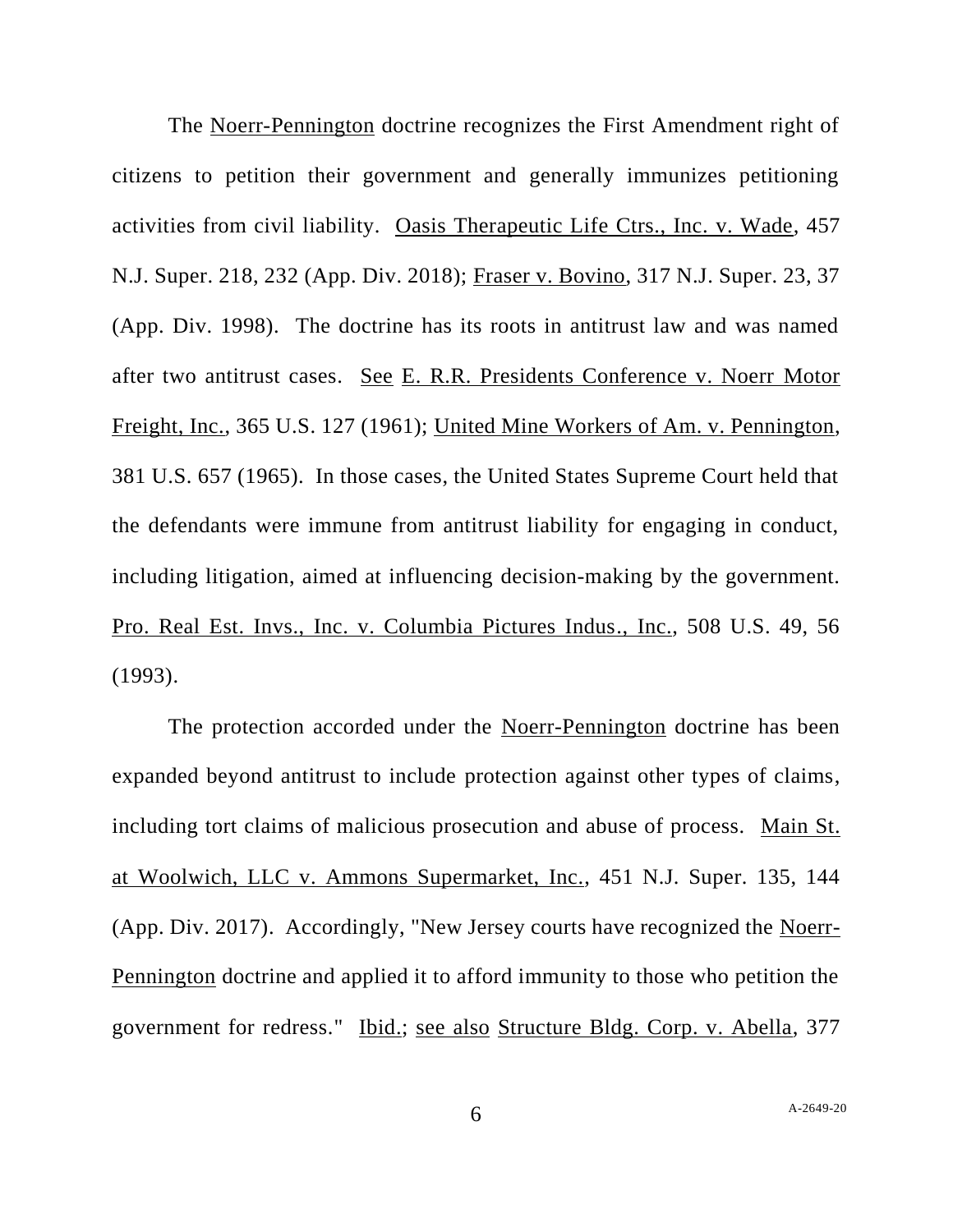The Noerr-Pennington doctrine recognizes the First Amendment right of citizens to petition their government and generally immunizes petitioning activities from civil liability. Oasis Therapeutic Life Ctrs., Inc. v. Wade, 457 N.J. Super. 218, 232 (App. Div. 2018); Fraser v. Bovino, 317 N.J. Super. 23, 37 (App. Div. 1998). The doctrine has its roots in antitrust law and was named after two antitrust cases. See E. R.R. Presidents Conference v. Noerr Motor Freight, Inc., 365 U.S. 127 (1961); United Mine Workers of Am. v. Pennington, 381 U.S. 657 (1965). In those cases, the United States Supreme Court held that the defendants were immune from antitrust liability for engaging in conduct, including litigation, aimed at influencing decision-making by the government. Pro. Real Est. Invs., Inc. v. Columbia Pictures Indus., Inc., 508 U.S. 49, 56 (1993).

The protection accorded under the Noerr-Pennington doctrine has been expanded beyond antitrust to include protection against other types of claims, including tort claims of malicious prosecution and abuse of process. Main St. at Woolwich, LLC v. Ammons Supermarket, Inc., 451 N.J. Super. 135, 144 (App. Div. 2017). Accordingly, "New Jersey courts have recognized the Noerr-Pennington doctrine and applied it to afford immunity to those who petition the government for redress." Ibid.; see also Structure Bldg. Corp. v. Abella, 377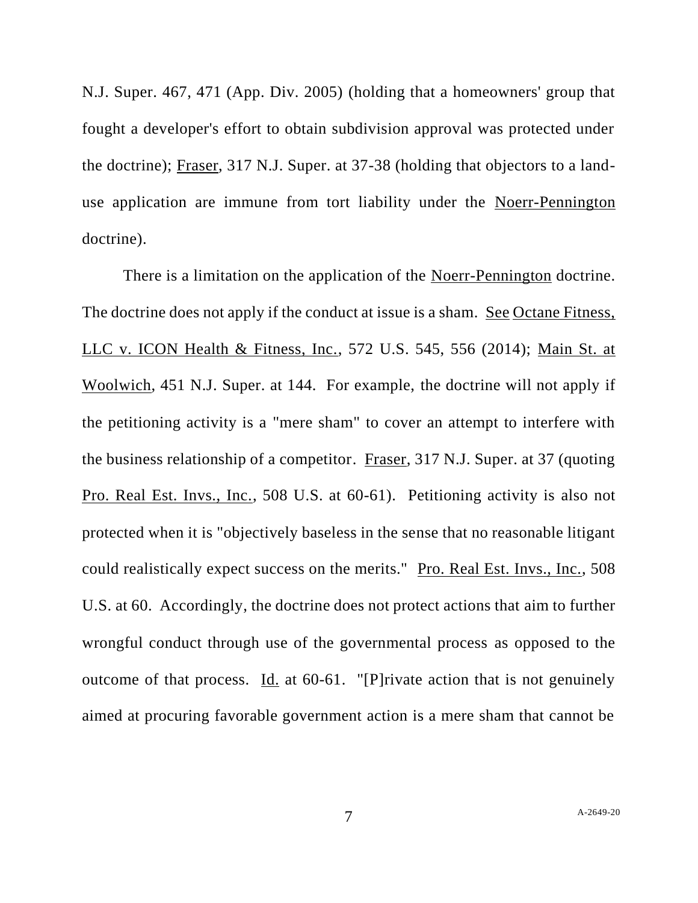N.J. Super. 467, 471 (App. Div. 2005) (holding that a homeowners' group that fought a developer's effort to obtain subdivision approval was protected under the doctrine); Fraser, 317 N.J. Super. at 37-38 (holding that objectors to a land-use application are immune from tort liability under the Noerr-Pennington doctrine).

There is a limitation on the application of the Noerr-Pennington doctrine. The doctrine does not apply if the conduct at issue is a sham. See Octane Fitness, LLC v. ICON Health & Fitness, Inc., 572 U.S. 545, 556 (2014); Main St. at Woolwich, 451 N.J. Super. at 144. For example, the doctrine will not apply if the petitioning activity is a "mere sham" to cover an attempt to interfere with the business relationship of a competitor. Fraser, 317 N.J. Super. at 37 (quoting Pro. Real Est. Invs., Inc., 508 U.S. at 60-61). Petitioning activity is also not protected when it is "objectively baseless in the sense that no reasonable litigant could realistically expect success on the merits." Pro. Real Est. Invs., Inc., 508 U.S. at 60. Accordingly, the doctrine does not protect actions that aim to further wrongful conduct through use of the governmental process as opposed to the outcome of that process. Id. at 60-61. "[P]rivate action that is not genuinely aimed at procuring favorable government action is a mere sham that cannot be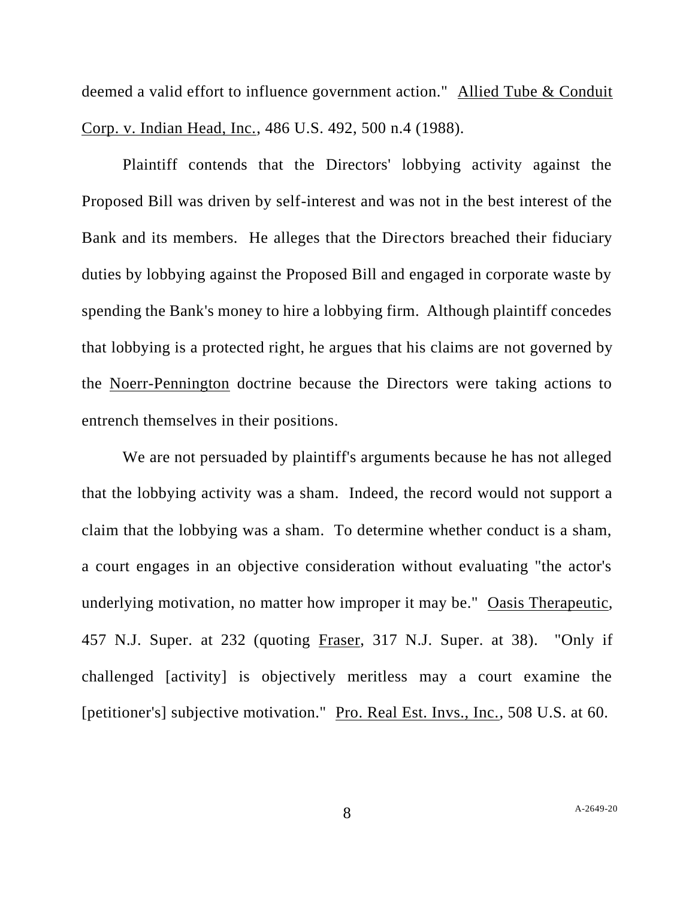deemed a valid effort to influence government action." Allied Tube & Conduit Corp. v. Indian Head, Inc., 486 U.S. 492, 500 n.4 (1988).

Plaintiff contends that the Directors' lobbying activity against the Proposed Bill was driven by self-interest and was not in the best interest of the Bank and its members. He alleges that the Directors breached their fiduciary duties by lobbying against the Proposed Bill and engaged in corporate waste by spending the Bank's money to hire a lobbying firm. Although plaintiff concedes that lobbying is a protected right, he argues that his claims are not governed by the Noerr-Pennington doctrine because the Directors were taking actions to entrench themselves in their positions.

We are not persuaded by plaintiff's arguments because he has not alleged that the lobbying activity was a sham. Indeed, the record would not support a claim that the lobbying was a sham. To determine whether conduct is a sham, a court engages in an objective consideration without evaluating "the actor's underlying motivation, no matter how improper it may be." Oasis Therapeutic, 457 N.J. Super. at 232 (quoting Fraser, 317 N.J. Super. at 38). "Only if challenged [activity] is objectively meritless may a court examine the [petitioner's] subjective motivation." Pro. Real Est. Invs., Inc., 508 U.S. at 60.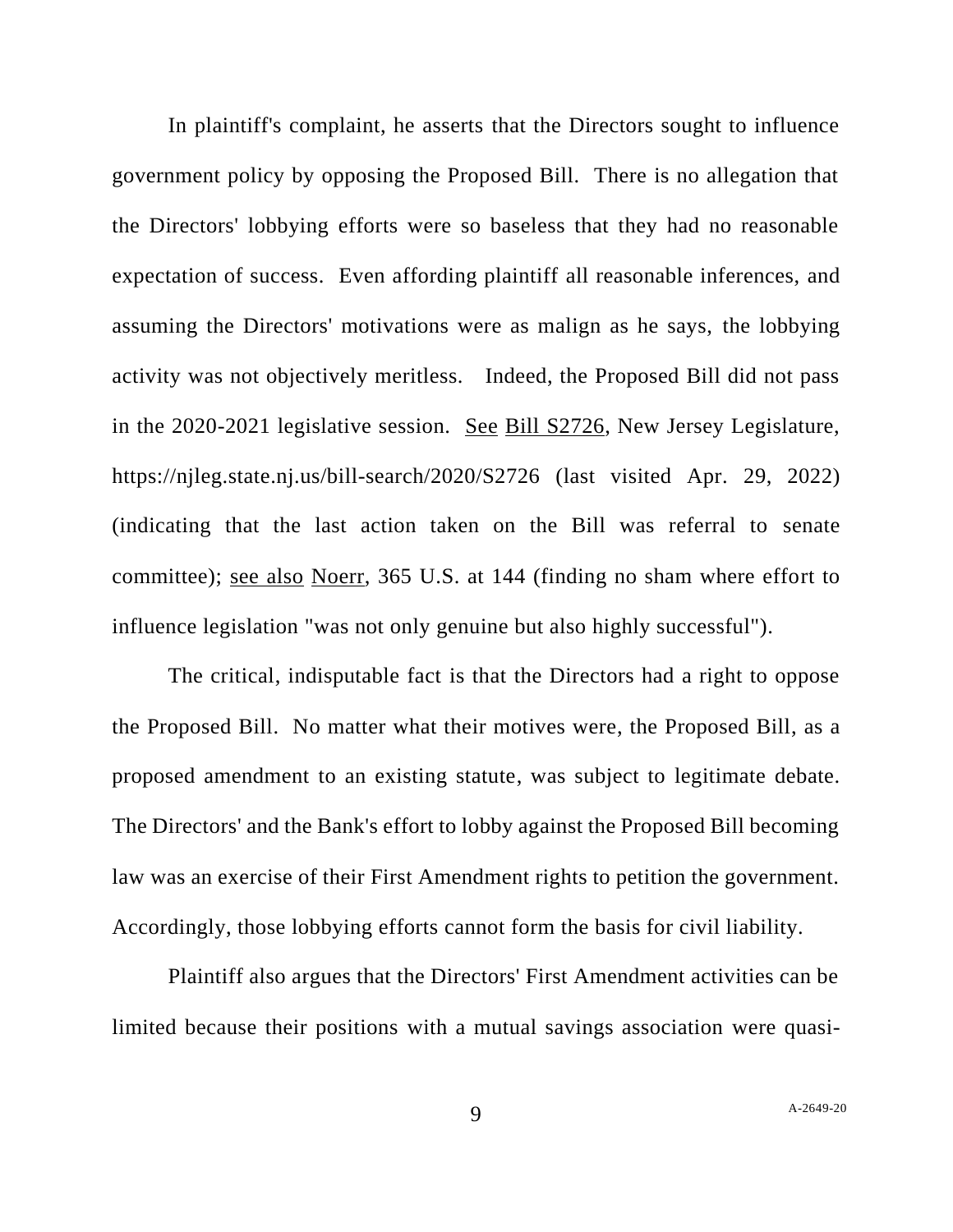In plaintiff's complaint, he asserts that the Directors sought to influence government policy by opposing the Proposed Bill. There is no allegation that the Directors' lobbying efforts were so baseless that they had no reasonable expectation of success. Even affording plaintiff all reasonable inferences, and assuming the Directors' motivations were as malign as he says, the lobbying activity was not objectively meritless. Indeed, the Proposed Bill did not pass in the 2020-2021 legislative session. See Bill S2726, New Jersey Legislature, https://njleg.state.nj.us/bill-search/2020/S2726 (last visited Apr. 29, 2022) (indicating that the last action taken on the Bill was referral to senate committee); see also Noerr, 365 U.S. at 144 (finding no sham where effort to influence legislation "was not only genuine but also highly successful").

The critical, indisputable fact is that the Directors had a right to oppose the Proposed Bill. No matter what their motives were, the Proposed Bill, as a proposed amendment to an existing statute, was subject to legitimate debate. The Directors' and the Bank's effort to lobby against the Proposed Bill becoming law was an exercise of their First Amendment rights to petition the government. Accordingly, those lobbying efforts cannot form the basis for civil liability.

Plaintiff also argues that the Directors' First Amendment activities can be limited because their positions with a mutual savings association were quasi-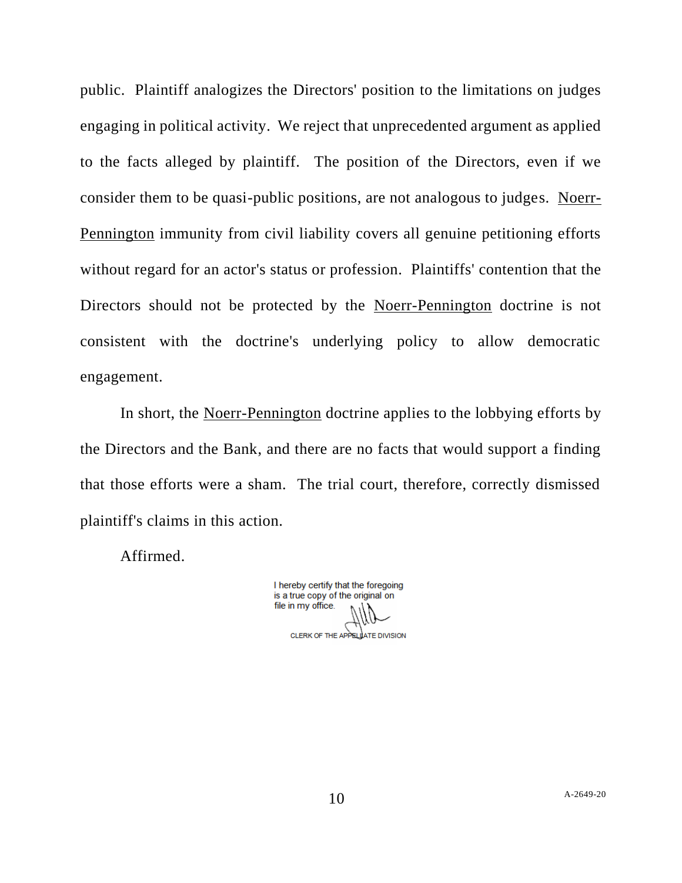public. Plaintiff analogizes the Directors' position to the limitations on judges engaging in political activity. We reject that unprecedented argument as applied to the facts alleged by plaintiff. The position of the Directors, even if we consider them to be quasi-public positions, are not analogous to judges. Noerr-Pennington immunity from civil liability covers all genuine petitioning efforts without regard for an actor's status or profession. Plaintiffs' contention that the Directors should not be protected by the Noerr-Pennington doctrine is not consistent with the doctrine's underlying policy to allow democratic engagement.

In short, the Noerr-Pennington doctrine applies to the lobbying efforts by the Directors and the Bank, and there are no facts that would support a finding that those efforts were a sham. The trial court, therefore, correctly dismissed plaintiff's claims in this action.

Affirmed.

I hereby certify that the foregoing is a true copy of the original on file in my office.

CLERK OF THE APPELLATE DIVISION